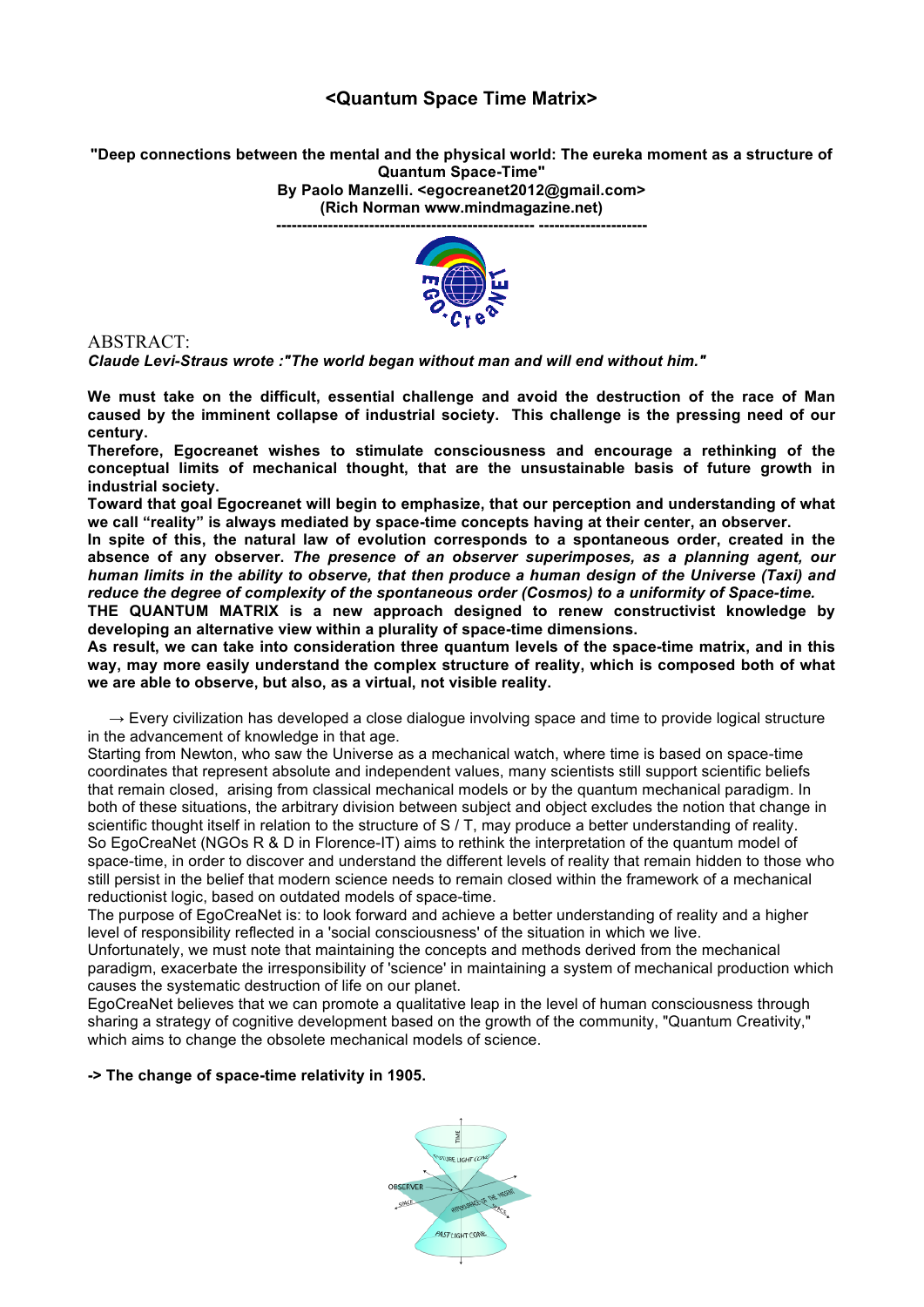# <Quantum Space Time Matrix>

**"Deep connections between the mental and the physical world: The eureka moment as a structure of Quantum Space-Time"**
**By Paolo Manzelli. <egocreanet2012@gmail.com>**
**(Rich Norman www.mindmagazine.net)**

**-------------------------------------------------- --------------------**

ABSTRACT:

***Claude Levi-Straus wrote :"The world began without man and will end without him."***

**We must take on the difficult, essential challenge and avoid the destruction of the race of Man caused by the imminent collapse of industrial society. This challenge is the pressing need of our century.**

**Therefore, Egocreanet wishes to stimulate consciousness and encourage a rethinking of the conceptual limits of mechanical thought, that are the unsustainable basis of future growth in industrial society.**

**Toward that goal Egocreanet will begin to emphasize, that our perception and understanding of what we call "reality" is always mediated by space-time concepts having at their center, an observer.**

**In spite of this, the natural law of evolution corresponds to a spontaneous order, created in the absence of any observer. *The presence of an observer superimposes, as a planning agent, our human limits in the ability to observe, that then produce a human design of the Universe (Taxi) and reduce the degree of complexity of the spontaneous order (Cosmos) to a uniformity of Space-time.***

**THE QUANTUM MATRIX is a new approach designed to renew constructivist knowledge by developing an alternative view within a plurality of space-time dimensions.**

**As result, we can take into consideration three quantum levels of the space-time matrix, and in this way, may more easily understand the complex structure of reality, which is composed both of what we are able to observe, but also, as a virtual, not visible reality.**

→ Every civilization has developed a close dialogue involving space and time to provide logical structure in the advancement of knowledge in that age.

Starting from Newton, who saw the Universe as a mechanical watch, where time is based on space-time coordinates that represent absolute and independent values, many scientists still support scientific beliefs that remain closed, arising from classical mechanical models or by the quantum mechanical paradigm. In both of these situations, the arbitrary division between subject and object excludes the notion that change in scientific thought itself in relation to the structure of S / T, may produce a better understanding of reality.

So EgoCreaNet (NGOs R & D in Florence-IT) aims to rethink the interpretation of the quantum model of space-time, in order to discover and understand the different levels of reality that remain hidden to those who still persist in the belief that modern science needs to remain closed within the framework of a mechanical reductionist logic, based on outdated models of space-time.

The purpose of EgoCreaNet is: to look forward and achieve a better understanding of reality and a higher level of responsibility reflected in a 'social consciousness' of the situation in which we live.

Unfortunately, we must note that maintaining the concepts and methods derived from the mechanical paradigm, exacerbate the irresponsibility of 'science' in maintaining a system of mechanical production which causes the systematic destruction of life on our planet.

EgoCreaNet believes that we can promote a qualitative leap in the level of human consciousness through sharing a strategy of cognitive development based on the growth of the community, "Quantum Creativity," which aims to change the obsolete mechanical models of science.

**-> The change of space-time relativity in 1905.**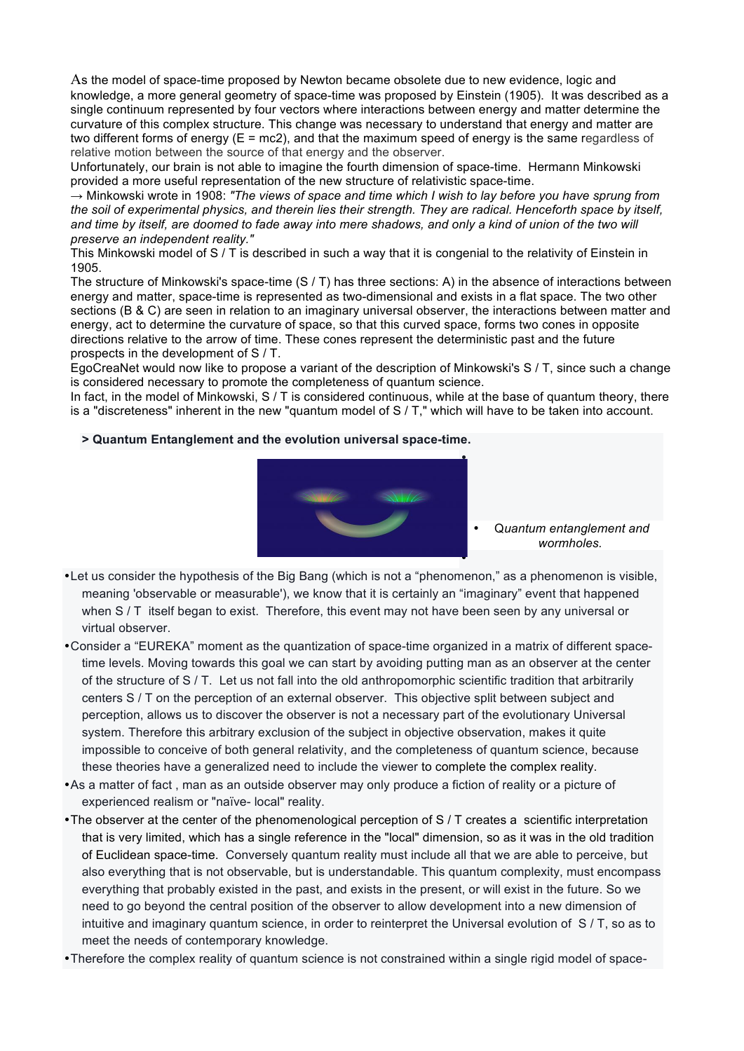As the model of space-time proposed by Newton became obsolete due to new evidence, logic and knowledge, a more general geometry of space-time was proposed by Einstein (1905). It was described as a single continuum represented by four vectors where interactions between energy and matter determine the curvature of this complex structure. This change was necessary to understand that energy and matter are two different forms of energy ($E = mc2$), and that the maximum speed of energy is the same regardless of relative motion between the source of that energy and the observer.

Unfortunately, our brain is not able to imagine the fourth dimension of space-time. Hermann Minkowski provided a more useful representation of the new structure of relativistic space-time.

→ Minkowski wrote in 1908: *"The views of space and time which I wish to lay before you have sprung from the soil of experimental physics, and therein lies their strength. They are radical. Henceforth space by itself, and time by itself, are doomed to fade away into mere shadows, and only a kind of union of the two will preserve an independent reality."*

This Minkowski model of S / T is described in such a way that it is congenial to the relativity of Einstein in 1905.

The structure of Minkowski's space-time (S / T) has three sections: A) in the absence of interactions between energy and matter, space-time is represented as two-dimensional and exists in a flat space. The two other sections (B & C) are seen in relation to an imaginary universal observer, the interactions between matter and energy, act to determine the curvature of space, so that this curved space, forms two cones in opposite directions relative to the arrow of time. These cones represent the deterministic past and the future prospects in the development of S / T.

EgoCreaNet would now like to propose a variant of the description of Minkowski's S / T, since such a change is considered necessary to promote the completeness of quantum science.

In fact, in the model of Minkowski, S / T is considered continuous, while at the base of quantum theory, there is a "discreteness" inherent in the new "quantum model of S / T," which will have to be taken into account.

**> Quantum Entanglement and the evolution universal space-time.**

- *Quantum entanglement and wormholes.*

- Let us consider the hypothesis of the Big Bang (which is not a "phenomenon," as a phenomenon is visible, meaning 'observable or measurable'), we know that it is certainly an "imaginary" event that happened when S / T itself began to exist. Therefore, this event may not have been seen by any universal or virtual observer.
- Consider a "EUREKA" moment as the quantization of space-time organized in a matrix of different space-time levels. Moving towards this goal we can start by avoiding putting man as an observer at the center of the structure of S / T. Let us not fall into the old anthropomorphic scientific tradition that arbitrarily centers S / T on the perception of an external observer. This objective split between subject and perception, allows us to discover the observer is not a necessary part of the evolutionary Universal system. Therefore this arbitrary exclusion of the subject in objective observation, makes it quite impossible to conceive of both general relativity, and the completeness of quantum science, because these theories have a generalized need to include the viewer to complete the complex reality.
- As a matter of fact , man as an outside observer may only produce a fiction of reality or a picture of experienced realism or "naïve- local" reality.
- The observer at the center of the phenomenological perception of S / T creates a scientific interpretation that is very limited, which has a single reference in the "local" dimension, so as it was in the old tradition of Euclidean space-time. Conversely quantum reality must include all that we are able to perceive, but also everything that is not observable, but is understandable. This quantum complexity, must encompass everything that probably existed in the past, and exists in the present, or will exist in the future. So we need to go beyond the central position of the observer to allow development into a new dimension of intuitive and imaginary quantum science, in order to reinterpret the Universal evolution of S / T, so as to meet the needs of contemporary knowledge.
- Therefore the complex reality of quantum science is not constrained within a single rigid model of space-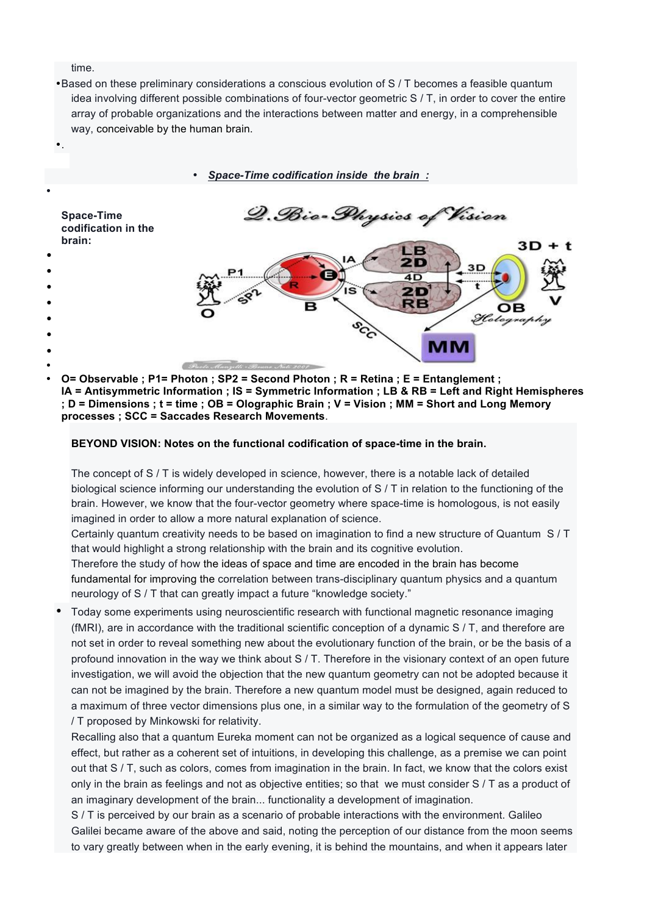time.

- Based on these preliminary considerations a conscious evolution of S / T becomes a feasible quantum idea involving different possible combinations of four-vector geometric S / T, in order to cover the entire array of probable organizations and the interactions between matter and energy, in a comprehensible way, conceivable by the human brain.

- *Space-Time codification inside the brain :*

**Space-Time codification in the brain:**

- **O= Observable ; P1= Photon ; SP2 = Second Photon ; R = Retina ; E = Entanglement ; IA = Antisymmetric Information ; IS = Symmetric Information ; LB & RB = Left and Right Hemispheres ; D = Dimensions ; t = time ; OB = Olographic Brain ; V = Vision ; MM = Short and Long Memory processes ; SCC = Saccades Research Movements**.

**BEYOND VISION: Notes on the functional codification of space-time in the brain.**

The concept of S / T is widely developed in science, however, there is a notable lack of detailed biological science informing our understanding the evolution of S / T in relation to the functioning of the brain. However, we know that the four-vector geometry where space-time is homologous, is not easily imagined in order to allow a more natural explanation of science.

Certainly quantum creativity needs to be based on imagination to find a new structure of Quantum S / T that would highlight a strong relationship with the brain and its cognitive evolution.

Therefore the study of how the ideas of space and time are encoded in the brain has become fundamental for improving the correlation between trans-disciplinary quantum physics and a quantum neurology of S / T that can greatly impact a future “knowledge society.”

- Today some experiments using neuroscientific research with functional magnetic resonance imaging (fMRI), are in accordance with the traditional scientific conception of a dynamic S / T, and therefore are not set in order to reveal something new about the evolutionary function of the brain, or be the basis of a profound innovation in the way we think about S / T. Therefore in the visionary context of an open future investigation, we will avoid the objection that the new quantum geometry can not be adopted because it can not be imagined by the brain. Therefore a new quantum model must be designed, again reduced to a maximum of three vector dimensions plus one, in a similar way to the formulation of the geometry of S / T proposed by Minkowski for relativity.

  Recalling also that a quantum Eureka moment can not be organized as a logical sequence of cause and effect, but rather as a coherent set of intuitions, in developing this challenge, as a premise we can point out that S / T, such as colors, comes from imagination in the brain. In fact, we know that the colors exist only in the brain as feelings and not as objective entities; so that we must consider S / T as a product of an imaginary development of the brain... functionality a development of imagination.

  S / T is perceived by our brain as a scenario of probable interactions with the environment. Galileo Galilei became aware of the above and said, noting the perception of our distance from the moon seems to vary greatly between when in the early evening, it is behind the mountains, and when it appears later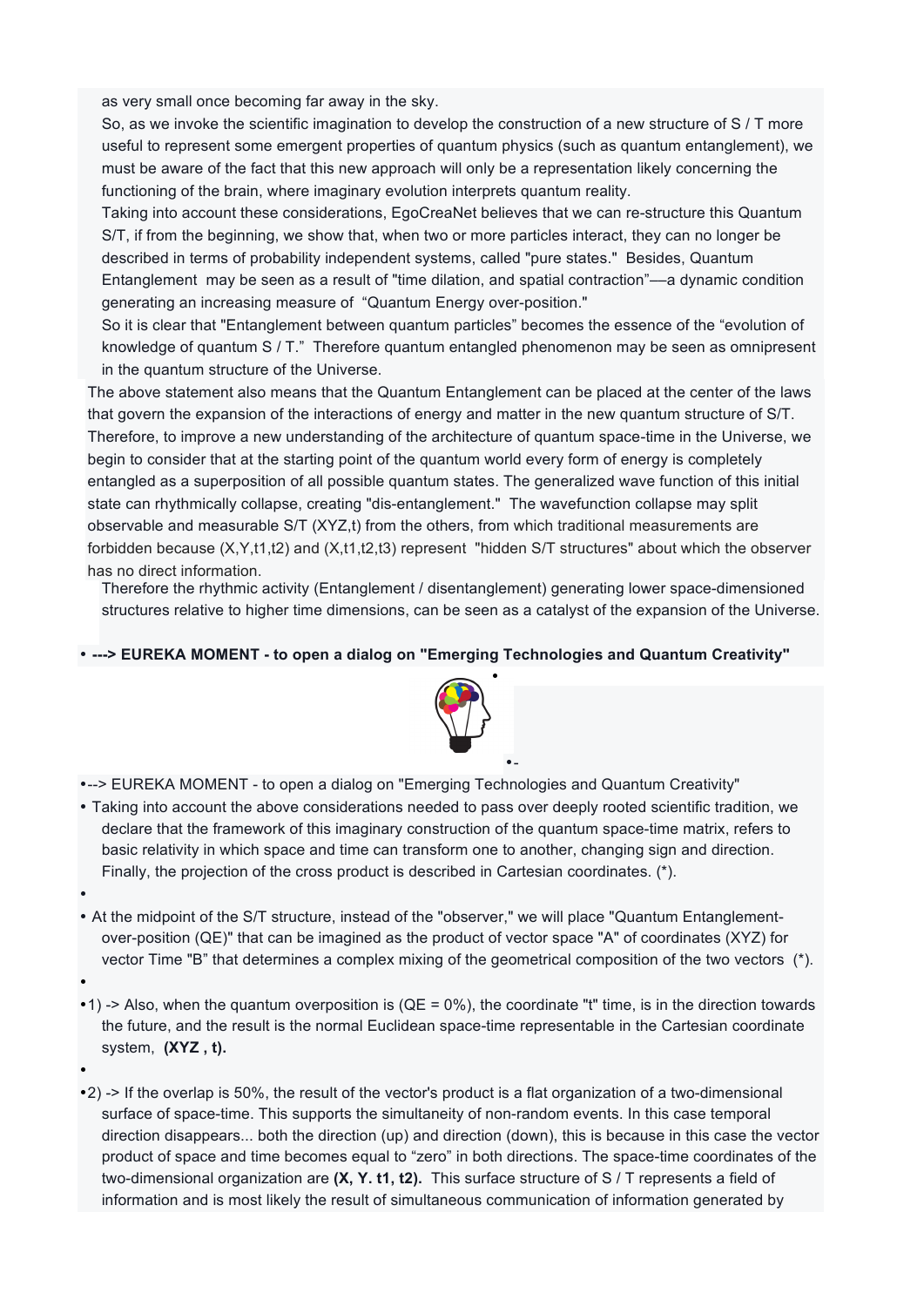as very small once becoming far away in the sky.

So, as we invoke the scientific imagination to develop the construction of a new structure of S / T more useful to represent some emergent properties of quantum physics (such as quantum entanglement), we must be aware of the fact that this new approach will only be a representation likely concerning the functioning of the brain, where imaginary evolution interprets quantum reality.

Taking into account these considerations, EgoCreaNet believes that we can re-structure this Quantum S/T, if from the beginning, we show that, when two or more particles interact, they can no longer be described in terms of probability independent systems, called "pure states." Besides, Quantum Entanglement may be seen as a result of "time dilation, and spatial contraction"—a dynamic condition generating an increasing measure of "Quantum Energy over-position."

So it is clear that "Entanglement between quantum particles" becomes the essence of the "evolution of knowledge of quantum S / T." Therefore quantum entangled phenomenon may be seen as omnipresent in the quantum structure of the Universe.

The above statement also means that the Quantum Entanglement can be placed at the center of the laws that govern the expansion of the interactions of energy and matter in the new quantum structure of S/T. Therefore, to improve a new understanding of the architecture of quantum space-time in the Universe, we begin to consider that at the starting point of the quantum world every form of energy is completely entangled as a superposition of all possible quantum states. The generalized wave function of this initial state can rhythmically collapse, creating "dis-entanglement." The wavefunction collapse may split observable and measurable S/T (XYZ,t) from the others, from which traditional measurements are forbidden because (X,Y,t1,t2) and (X,t1,t2,t3) represent "hidden S/T structures" about which the observer has no direct information.

Therefore the rhythmic activity (Entanglement / disentanglement) generating lower space-dimensioned structures relative to higher time dimensions, can be seen as a catalyst of the expansion of the Universe.

- **---> EUREKA MOMENT - to open a dialog on "Emerging Technologies and Quantum Creativity"**

- --> EUREKA MOMENT - to open a dialog on "Emerging Technologies and Quantum Creativity"
- Taking into account the above considerations needed to pass over deeply rooted scientific tradition, we declare that the framework of this imaginary construction of the quantum space-time matrix, refers to basic relativity in which space and time can transform one to another, changing sign and direction. Finally, the projection of the cross product is described in Cartesian coordinates. (*).
- At the midpoint of the S/T structure, instead of the "observer," we will place "Quantum Entanglement-over-position (QE)" that can be imagined as the product of vector space "A" of coordinates (XYZ) for vector Time "B" that determines a complex mixing of the geometrical composition of the two vectors (*).
- 1) -> Also, when the quantum overposition is (QE = 0%), the coordinate "t" time, is in the direction towards the future, and the result is the normal Euclidean space-time representable in the Cartesian coordinate system, **(XYZ , t).**
- 2) -> If the overlap is 50%, the result of the vector's product is a flat organization of a two-dimensional surface of space-time. This supports the simultaneity of non-random events. In this case temporal direction disappears... both the direction (up) and direction (down), this is because in this case the vector product of space and time becomes equal to "zero" in both directions. The space-time coordinates of the two-dimensional organization are **(X, Y. t1, t2).** This surface structure of S / T represents a field of information and is most likely the result of simultaneous communication of information generated by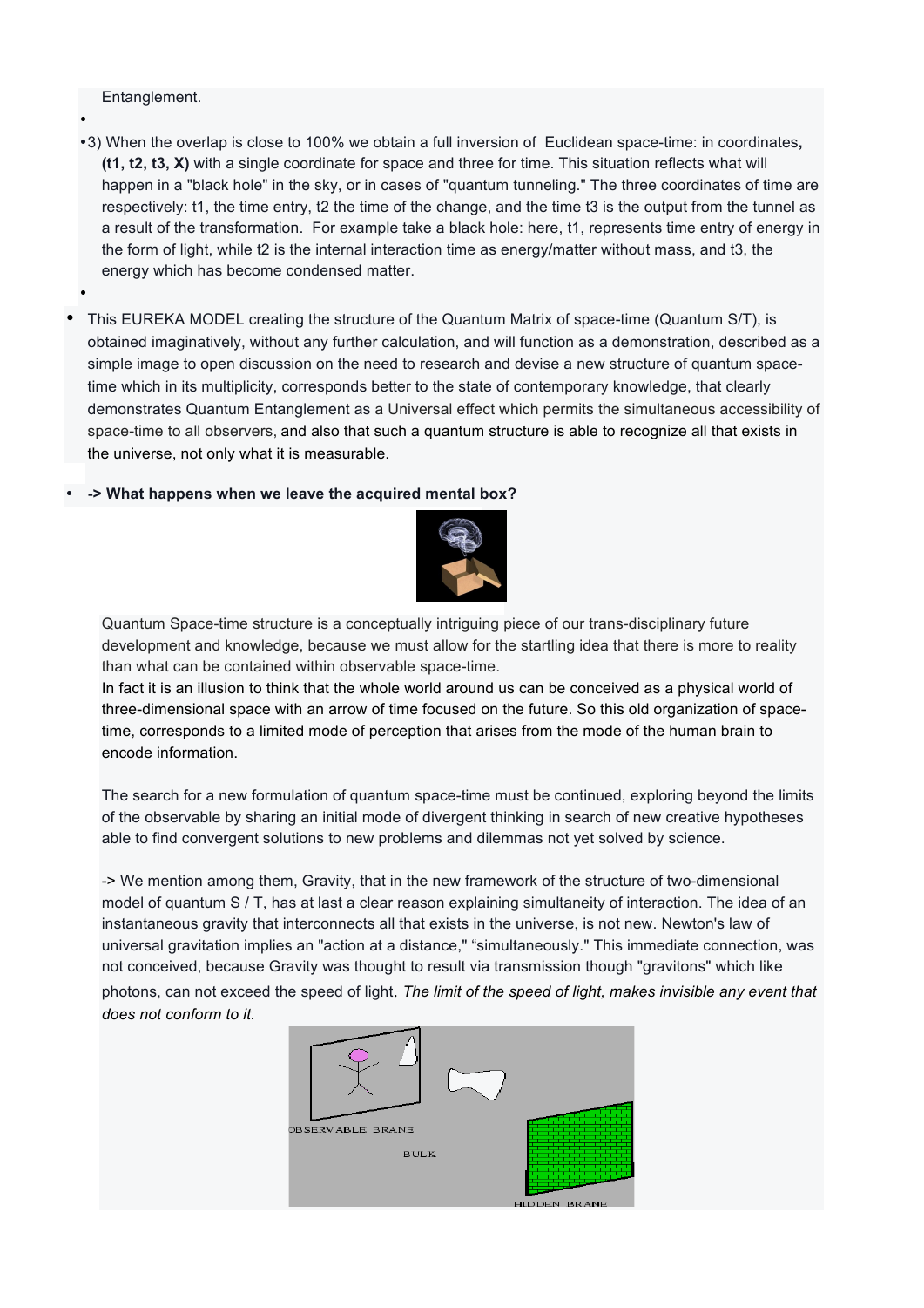Entanglement.

- 3) When the overlap is close to 100% we obtain a full inversion of Euclidean space-time: in coordinates, **(t1, t2, t3, X)** with a single coordinate for space and three for time. This situation reflects what will happen in a "black hole" in the sky, or in cases of "quantum tunneling." The three coordinates of time are respectively: t1, the time entry, t2 the time of the change, and the time t3 is the output from the tunnel as a result of the transformation. For example take a black hole: here, t1, represents time entry of energy in the form of light, while t2 is the internal interaction time as energy/matter without mass, and t3, the energy which has become condensed matter.

- This EUREKA MODEL creating the structure of the Quantum Matrix of space-time (Quantum S/T), is obtained imaginatively, without any further calculation, and will function as a demonstration, described as a simple image to open discussion on the need to research and devise a new structure of quantum space-time which in its multiplicity, corresponds better to the state of contemporary knowledge, that clearly demonstrates Quantum Entanglement as a Universal effect which permits the simultaneous accessibility of space-time to all observers, and also that such a quantum structure is able to recognize all that exists in the universe, not only what it is measurable.

- **-> What happens when we leave the acquired mental box?**

Quantum Space-time structure is a conceptually intriguing piece of our trans-disciplinary future development and knowledge, because we must allow for the startling idea that there is more to reality than what can be contained within observable space-time.
In fact it is an illusion to think that the whole world around us can be conceived as a physical world of three-dimensional space with an arrow of time focused on the future. So this old organization of space-time, corresponds to a limited mode of perception that arises from the mode of the human brain to encode information.

The search for a new formulation of quantum space-time must be continued, exploring beyond the limits of the observable by sharing an initial mode of divergent thinking in search of new creative hypotheses able to find convergent solutions to new problems and dilemmas not yet solved by science.

-> We mention among them, Gravity, that in the new framework of the structure of two-dimensional model of quantum S / T, has at last a clear reason explaining simultaneity of interaction. The idea of an instantaneous gravity that interconnects all that exists in the universe, is not new. Newton's law of universal gravitation implies an "action at a distance," "simultaneously." This immediate connection, was not conceived, because Gravity was thought to result via transmission though "gravitons" which like photons, can not exceed the speed of light. *The limit of the speed of light, makes invisible any event that does not conform to it.*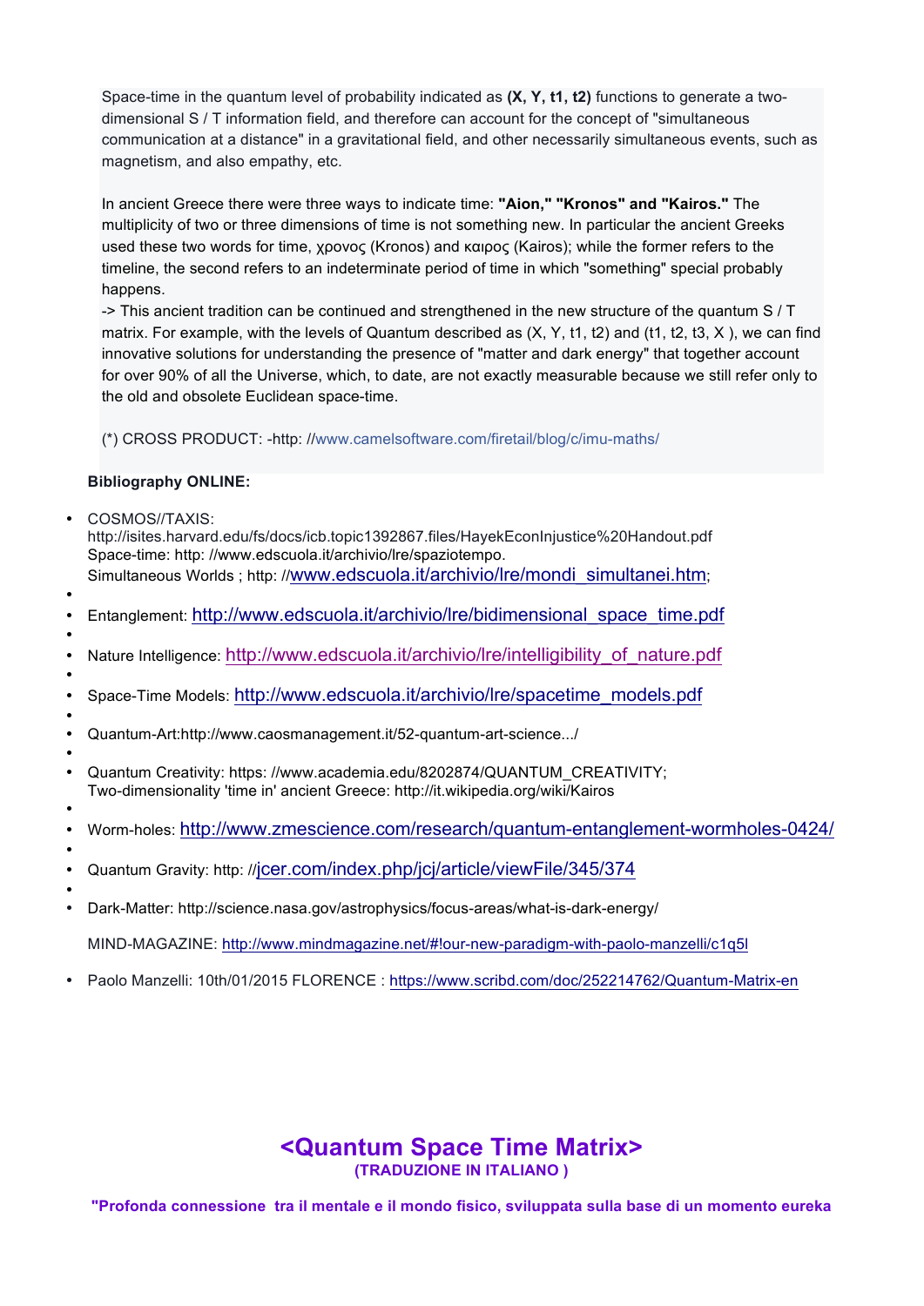Space-time in the quantum level of probability indicated as **(X, Y, t1, t2)** functions to generate a two-dimensional S / T information field, and therefore can account for the concept of "simultaneous communication at a distance" in a gravitational field, and other necessarily simultaneous events, such as magnetism, and also empathy, etc.

In ancient Greece there were three ways to indicate time: **"Aion," "Kronos" and "Kairos."** The multiplicity of two or three dimensions of time is not something new. In particular the ancient Greeks used these two words for time, χρονος (Kronos) and καιρος (Kairos); while the former refers to the timeline, the second refers to an indeterminate period of time in which "something" special probably happens.

-> This ancient tradition can be continued and strengthened in the new structure of the quantum S / T matrix. For example, with the levels of Quantum described as (X, Y, t1, t2) and (t1, t2, t3, X ), we can find innovative solutions for understanding the presence of "matter and dark energy" that together account for over 90% of all the Universe, which, to date, are not exactly measurable because we still refer only to the old and obsolete Euclidean space-time.

(*) CROSS PRODUCT: -http: //www.camelsoftware.com/firetail/blog/c/imu-maths/

**Bibliography ONLINE:**

- COSMOS//TAXIS: http://isites.harvard.edu/fs/docs/icb.topic1392867.files/HayekEconInjustice%20Handout.pdf
  Space-time: http: //www.edscuola.it/archivio/lre/spaziotempo.
  Simultaneous Worlds ; http: //www.edscuola.it/archivio/lre/mondi_simultanei.htm;
- Entanglement: http://www.edscuola.it/archivio/lre/bidimensional_space_time.pdf
- Nature Intelligence: http://www.edscuola.it/archivio/lre/intelligibility_of_nature.pdf
- Space-Time Models: http://www.edscuola.it/archivio/lre/spacetime_models.pdf
- Quantum-Art:http://www.caosmanagement.it/52-quantum-art-science.../
- Quantum Creativity: https: //www.academia.edu/8202874/QUANTUM_CREATIVITY;
  Two-dimensionality 'time in' ancient Greece: http://it.wikipedia.org/wiki/Kairos
- Worm-holes: http://www.zmescience.com/research/quantum-entanglement-wormholes-0424/
- Quantum Gravity: http: //jcer.com/index.php/jcj/article/viewFile/345/374
- Dark-Matter: http://science.nasa.gov/astrophysics/focus-areas/what-is-dark-energy/

  MIND-MAGAZINE: http://www.mindmagazine.net/#!our-new-paradigm-with-paolo-manzelli/c1q5l

- Paolo Manzelli: 10th/01/2015 FLORENCE : https://www.scribd.com/doc/252214762/Quantum-Matrix-en

# <Quantum Space Time Matrix>

**(TRADUZIONE IN ITALIANO )**

**"Profonda connessione tra il mentale e il mondo fisico, sviluppata sulla base di un momento eureka**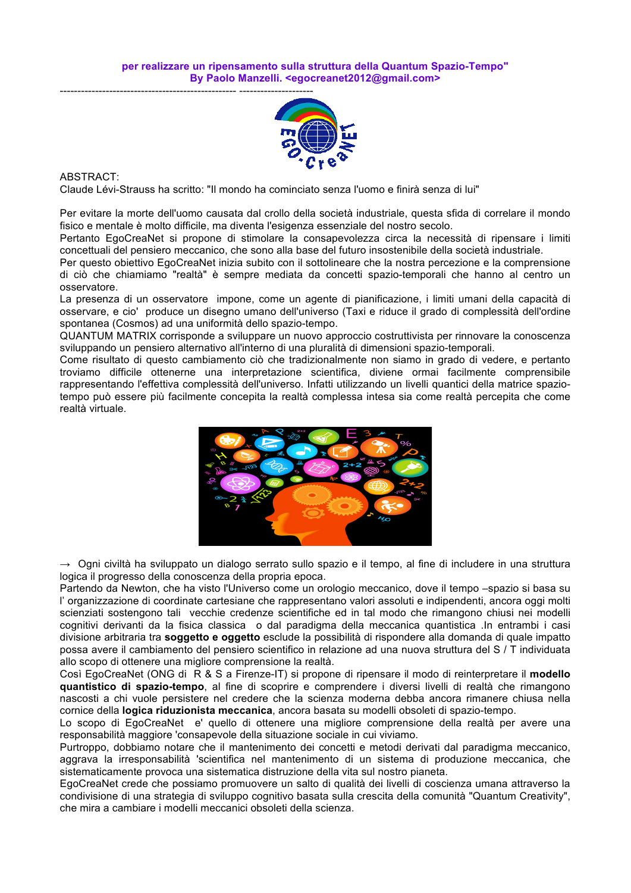per realizzare un ripensamento sulla struttura della Quantum Spazio-Tempo"
By Paolo Manzelli. <egocreanet2012@gmail.com>

------------------------------------------------- ---------------------

ABSTRACT:
Claude Lévi-Strauss ha scritto: "Il mondo ha cominciato senza l'uomo e finirà senza di lui"

Per evitare la morte dell'uomo causata dal crollo della società industriale, questa sfida di correlare il mondo fisico e mentale è molto difficile, ma diventa l'esigenza essenziale del nostro secolo.
Pertanto EgoCreaNet si propone di stimolare la consapevolezza circa la necessità di ripensare i limiti concettuali del pensiero meccanico, che sono alla base del futuro insostenibile della società industriale.
Per questo obiettivo EgoCreaNet inizia subito con il sottolineare che la nostra percezione e la comprensione di ciò che chiamiamo "realtà" è sempre mediata da concetti spazio-temporali che hanno al centro un osservatore.
La presenza di un osservatore impone, come un agente di pianificazione, i limiti umani della capacità di osservare, e cio' produce un disegno umano dell'universo (Taxi e riduce il grado di complessità dell'ordine spontanea (Cosmos) ad una uniformità dello spazio-tempo.
QUANTUM MATRIX corrisponde a sviluppare un nuovo approccio costruttivista per rinnovare la conoscenza sviluppando un pensiero alternativo all'interno di una pluralità di dimensioni spazio-temporali.
Come risultato di questo cambiamento ciò che tradizionalmente non siamo in grado di vedere, e pertanto troviamo difficile ottenerne una interpretazione scientifica, diviene ormai facilmente comprensibile rappresentando l'effettiva complessità dell'universo. Infatti utilizzando un livelli quantici della matrice spazio-tempo può essere più facilmente concepita la realtà complessa intesa sia come realtà percepita che come realtà virtuale.

→ Ogni civiltà ha sviluppato un dialogo serrato sullo spazio e il tempo, al fine di includere in una struttura logica il progresso della conoscenza della propria epoca.
Partendo da Newton, che ha visto l'Universo come un orologio meccanico, dove il tempo –spazio si basa su l' organizzazione di coordinate cartesiane che rappresentano valori assoluti e indipendenti, ancora oggi molti scienziati sostengono tali vecchie credenze scientifiche ed in tal modo che rimangono chiusi nei modelli cognitivi derivanti da la fisica classica o dal paradigma della meccanica quantistica .In entrambi i casi divisione arbitraria tra **soggetto e oggetto** esclude la possibilità di rispondere alla domanda di quale impatto possa avere il cambiamento del pensiero scientifico in relazione ad una nuova struttura del S / T individuata allo scopo di ottenere una migliore comprensione la realtà.
Così EgoCreaNet (ONG di R & S a Firenze-IT) si propone di ripensare il modo di reinterpretare il **modello quantistico di spazio-tempo**, al fine di scoprire e comprendere i diversi livelli di realtà che rimangono nascosti a chi vuole persistere nel credere che la scienza moderna debba ancora rimanere chiusa nella cornice della **logica riduzionista meccanica**, ancora basata su modelli obsoleti di spazio-tempo.
Lo scopo di EgoCreaNet e' quello di ottenere una migliore comprensione della realtà per avere una responsabilità maggiore 'consapevole della situazione sociale in cui viviamo.
Purtroppo, dobbiamo notare che il mantenimento dei concetti e metodi derivati dal paradigma meccanico, aggrava la irresponsabilità 'scientifica nel mantenimento di un sistema di produzione meccanica, che sistematicamente provoca una sistematica distruzione della vita sul nostro pianeta.
EgoCreaNet crede che possiamo promuovere un salto di qualità dei livelli di coscienza umana attraverso la condivisione di una strategia di sviluppo cognitivo basata sulla crescita della comunità "Quantum Creativity", che mira a cambiare i modelli meccanici obsoleti della scienza.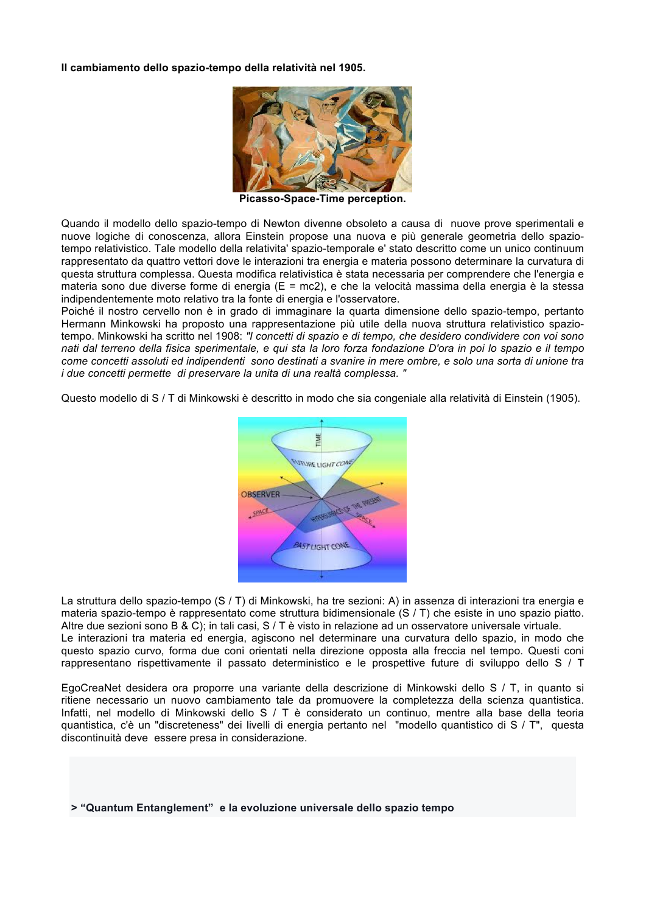**Il cambiamento dello spazio-tempo della relatività nel 1905.**

**Picasso-Space-Time perception.**

Quando il modello dello spazio-tempo di Newton divenne obsoleto a causa di nuove prove sperimentali e nuove logiche di conoscenza, allora Einstein propose una nuova e più generale geometria dello spazio-tempo relativistico. Tale modello della relativita' spazio-temporale e' stato descritto come un unico continuum rappresentato da quattro vettori dove le interazioni tra energia e materia possono determinare la curvatura di questa struttura complessa. Questa modifica relativistica è stata necessaria per comprendere che l'energia e materia sono due diverse forme di energia (E = mc2), e che la velocità massima della energia è la stessa indipendentemente moto relativo tra la fonte di energia e l'osservatore.
Poiché il nostro cervello non è in grado di immaginare la quarta dimensione dello spazio-tempo, pertanto Hermann Minkowski ha proposto una rappresentazione più utile della nuova struttura relativistico spazio-tempo. Minkowski ha scritto nel 1908: *"I concetti di spazio e di tempo, che desidero condividere con voi sono nati dal terreno della fisica sperimentale, e qui sta la loro forza fondazione D'ora in poi lo spazio e il tempo come concetti assoluti ed indipendenti sono destinati a svanire in mere ombre, e solo una sorta di unione tra i due concetti permette di preservare la unita di una realtà complessa. "*

Questo modello di S / T di Minkowski è descritto in modo che sia congeniale alla relatività di Einstein (1905).

La struttura dello spazio-tempo (S / T) di Minkowski, ha tre sezioni: A) in assenza di interazioni tra energia e materia spazio-tempo è rappresentato come struttura bidimensionale (S / T) che esiste in uno spazio piatto. Altre due sezioni sono B & C); in tali casi, S / T è visto in relazione ad un osservatore universale virtuale.
Le interazioni tra materia ed energia, agiscono nel determinare una curvatura dello spazio, in modo che questo spazio curvo, forma due coni orientati nella direzione opposta alla freccia nel tempo. Questi coni rappresentano rispettivamente il passato deterministico e le prospettive future di sviluppo dello S / T

EgoCreaNet desidera ora proporre una variante della descrizione di Minkowski dello S / T, in quanto si ritiene necessario un nuovo cambiamento tale da promuovere la completezza della scienza quantistica. Infatti, nel modello di Minkowski dello S / T è considerato un continuo, mentre alla base della teoria quantistica, c'è un "discreteness" dei livelli di energia pertanto nel "modello quantistico di S / T", questa discontinuità deve essere presa in considerazione.

**> "Quantum Entanglement" e la evoluzione universale dello spazio tempo**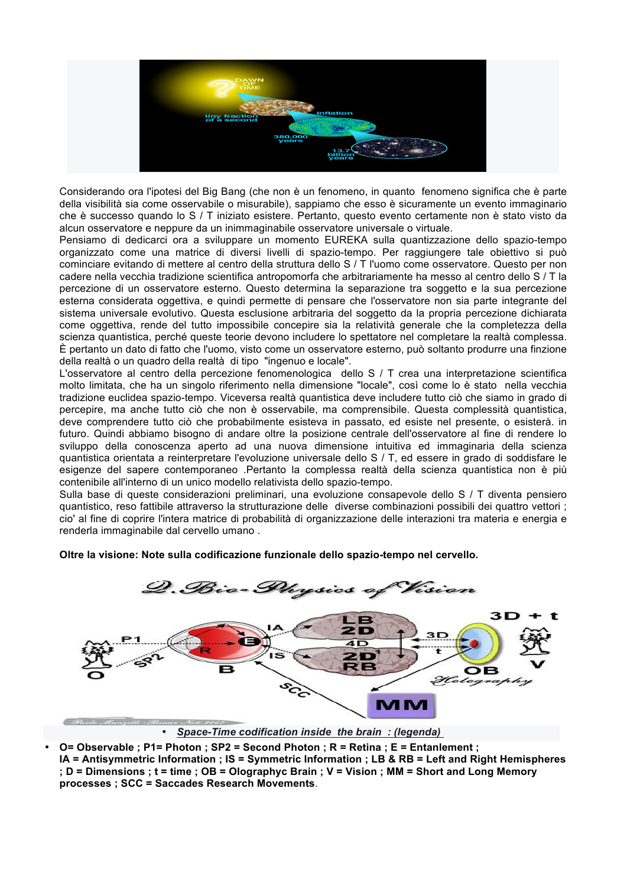Considerando ora l'ipotesi del Big Bang (che non è un fenomeno, in quanto fenomeno significa che è parte della visibilità sia come osservabile o misurabile), sappiamo che esso è sicuramente un evento immaginario che è successo quando lo S / T iniziato esistere. Pertanto, questo evento certamente non è stato visto da alcun osservatore e neppure da un inimmaginabile osservatore universale o virtuale.
Pensiamo di dedicarci ora a sviluppare un momento EUREKA sulla quantizzazione dello spazio-tempo organizzato come una matrice di diversi livelli di spazio-tempo. Per raggiungere tale obiettivo si può cominciare evitando di mettere al centro della struttura dello S / T l'uomo come osservatore. Questo per non cadere nella vecchia tradizione scientifica antropomorfa che arbitrariamente ha messo al centro dello S / T la percezione di un osservatore esterno. Questo determina la separazione tra soggetto e la sua percezione esterna considerata oggettiva, e quindi permette di pensare che l'osservatore non sia parte integrante del sistema universale evolutivo. Questa esclusione arbitraria del soggetto da la propria percezione dichiarata come oggettiva, rende del tutto impossibile concepire sia la relatività generale che la completezza della scienza quantistica, perché queste teorie devono includere lo spettatore nel completare la realtà complessa. È pertanto un dato di fatto che l'uomo, visto come un osservatore esterno, può soltanto produrre una finzione della realtà o un quadro della realtà di tipo "ingenuo e locale".
L'osservatore al centro della percezione fenomenologica dello S / T crea una interpretazione scientifica molto limitata, che ha un singolo riferimento nella dimensione "locale", così come lo è stato nella vecchia tradizione euclidea spazio-tempo. Viceversa realtà quantistica deve includere tutto ciò che siamo in grado di percepire, ma anche tutto ciò che non è osservabile, ma comprensibile. Questa complessità quantistica, deve comprendere tutto ciò che probabilmente esisteva in passato, ed esiste nel presente, o esisterà. in futuro. Quindi abbiamo bisogno di andare oltre la posizione centrale dell'osservatore al fine di rendere lo sviluppo della conoscenza aperto ad una nuova dimensione intuitiva ed immaginaria della scienza quantistica orientata a reinterpretare l'evoluzione universale dello S / T, ed essere in grado di soddisfare le esigenze del sapere contemporaneo .Pertanto la complessa realtà della scienza quantistica non è più contenibile all'interno di un unico modello relativista dello spazio-tempo.
Sulla base di queste considerazioni preliminari, una evoluzione consapevole dello S / T diventa pensiero quantistico, reso fattibile attraverso la strutturazione delle diverse combinazioni possibili dei quattro vettori ; cio' al fine di coprire l'intera matrice di probabilità di organizzazione delle interazioni tra materia e energia e renderla immaginabile dal cervello umano .

**Oltre la visione: Note sulla codificazione funzionale dello spazio-tempo nel cervello.**

- *Space-Time codification inside the brain : (legenda)*

- **O= Observable ; P1= Photon ; SP2 = Second Photon ; R = Retina ; E = Entanlement ; IA = Antisymmetric Information ; IS = Symmetric Information ; LB & RB = Left and Right Hemispheres ; D = Dimensions ; t = time ; OB = Olographyc Brain ; V = Vision ; MM = Short and Long Memory processes ; SCC = Saccades Research Movements**.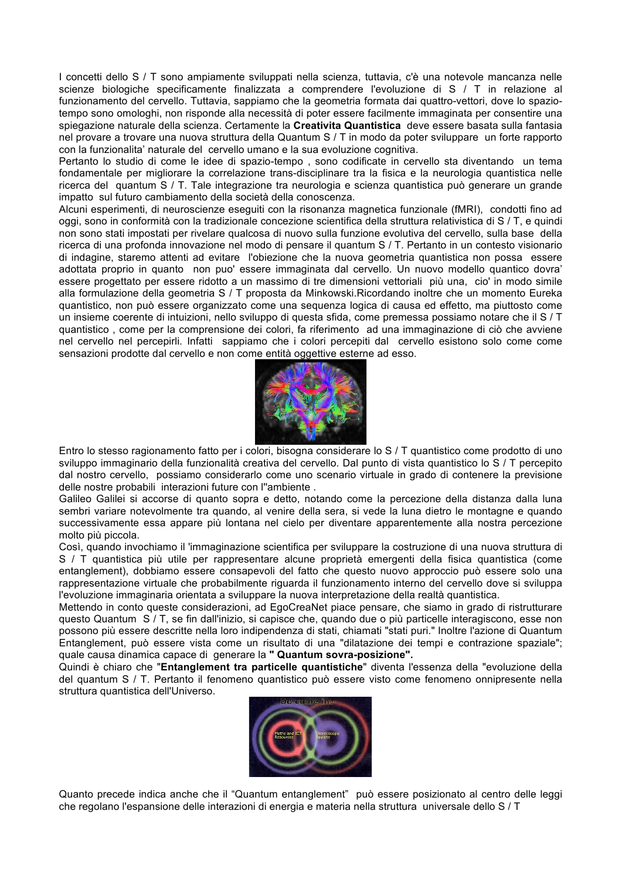I concetti dello S / T sono ampiamente sviluppati nella scienza, tuttavia, c'è una notevole mancanza nelle scienze biologiche specificamente finalizzata a comprendere l'evoluzione di S / T in relazione al funzionamento del cervello. Tuttavia, sappiamo che la geometria formata dai quattro-vettori, dove lo spazio-tempo sono omologhi, non risponde alla necessità di poter essere facilmente immaginata per consentire una spiegazione naturale della scienza. Certamente la **Creativita Quantistica** deve essere basata sulla fantasia nel provare a trovare una nuova struttura della Quantum S / T in modo da poter sviluppare un forte rapporto con la funzionalita' naturale del cervello umano e la sua evoluzione cognitiva.
Pertanto lo studio di come le idee di spazio-tempo , sono codificate in cervello sta diventando un tema fondamentale per migliorare la correlazione trans-disciplinare tra la fisica e la neurologia quantistica nelle ricerca del quantum S / T. Tale integrazione tra neurologia e scienza quantistica può generare un grande impatto sul futuro cambiamento della società della conoscenza.
Alcuni esperimenti, di neuroscienze eseguiti con la risonanza magnetica funzionale (fMRI), condotti fino ad oggi, sono in conformità con la tradizionale concezione scientifica della struttura relativistica di S / T, e quindi non sono stati impostati per rivelare qualcosa di nuovo sulla funzione evolutiva del cervello, sulla base della ricerca di una profonda innovazione nel modo di pensare il quantum S / T. Pertanto in un contesto visionario di indagine, staremo attenti ad evitare l'obiezione che la nuova geometria quantistica non possa essere adottata proprio in quanto non puo' essere immaginata dal cervello. Un nuovo modello quantico dovra' essere progettato per essere ridotto a un massimo di tre dimensioni vettoriali più una, cio' in modo simile alla formulazione della geometria S / T proposta da Minkowski.Ricordando inoltre che un momento Eureka quantistico, non può essere organizzato come una sequenza logica di causa ed effetto, ma piuttosto come un insieme coerente di intuizioni, nello sviluppo di questa sfida, come premessa possiamo notare che il S / T quantistico , come per la comprensione dei colori, fa riferimento ad una immaginazione di ciò che avviene nel cervello nel percepirli. Infatti sappiamo che i colori percepiti dal cervello esistono solo come come sensazioni prodotte dal cervello e non come entità oggettive esterne ad esso.

Entro lo stesso ragionamento fatto per i colori, bisogna considerare lo S / T quantistico come prodotto di uno sviluppo immaginario della funzionalità creativa del cervello. Dal punto di vista quantistico lo S / T percepito dal nostro cervello, possiamo considerarlo come uno scenario virtuale in grado di contenere la previsione delle nostre probabili interazioni future con l''ambiente .
Galileo Galilei si accorse di quanto sopra e detto, notando come la percezione della distanza dalla luna sembri variare notevolmente tra quando, al venire della sera, si vede la luna dietro le montagne e quando successivamente essa appare più lontana nel cielo per diventare apparentemente alla nostra percezione molto più piccola.
Così, quando invochiamo il 'immaginazione scientifica per sviluppare la costruzione di una nuova struttura di S / T quantistica più utile per rappresentare alcune proprietà emergenti della fisica quantistica (come entanglement), dobbiamo essere consapevoli del fatto che questo nuovo approccio può essere solo una rappresentazione virtuale che probabilmente riguarda il funzionamento interno del cervello dove si sviluppa l'evoluzione immaginaria orientata a sviluppare la nuova interpretazione della realtà quantistica.
Mettendo in conto queste considerazioni, ad EgoCreaNet piace pensare, che siamo in grado di ristrutturare questo Quantum S / T, se fin dall'inizio, si capisce che, quando due o più particelle interagiscono, esse non possono più essere descritte nella loro indipendenza di stati, chiamati "stati puri." Inoltre l'azione di Quantum Entanglement, può essere vista come un risultato di una "dilatazione dei tempi e contrazione spaziale"; quale causa dinamica capace di generare la **" Quantum sovra-posizione".**
Quindi è chiaro che "**Entanglement tra particelle quantistiche**" diventa l'essenza della "evoluzione della del quantum S / T. Pertanto il fenomeno quantistico può essere visto come fenomeno onnipresente nella struttura quantistica dell'Universo.

Quanto precede indica anche che il "Quantum entanglement" può essere posizionato al centro delle leggi che regolano l'espansione delle interazioni di energia e materia nella struttura universale dello S / T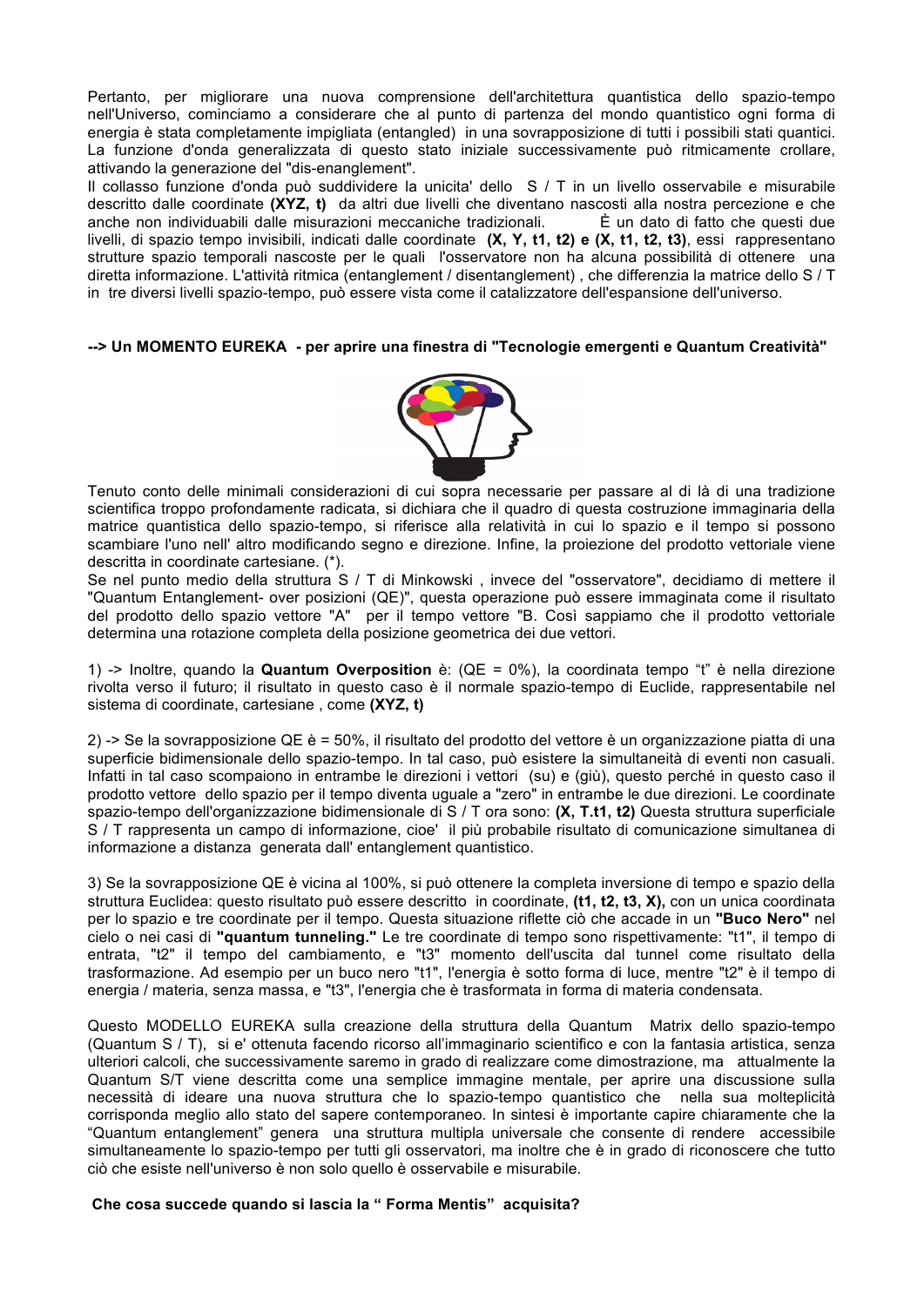Pertanto, per migliorare una nuova comprensione dell'architettura quantistica dello spazio-tempo nell'Universo, cominciamo a considerare che al punto di partenza del mondo quantistico ogni forma di energia è stata completamente impigliata (entangled) in una sovrapposizione di tutti i possibili stati quantici. La funzione d'onda generalizzata di questo stato iniziale successivamente può ritmicamente crollare, attivando la generazione del "dis-enanglement".
Il collasso funzione d'onda può suddividere la unicita' dello S / T in un livello osservabile e misurabile descritto dalle coordinate **(XYZ, t)** da altri due livelli che diventano nascosti alla nostra percezione e che anche non individuabili dalle misurazioni meccaniche tradizionali. È un dato di fatto che questi due livelli, di spazio tempo invisibili, indicati dalle coordinate **(X, Y, t1, t2) e (X, t1, t2, t3)**, essi rappresentano strutture spazio temporali nascoste per le quali l'osservatore non ha alcuna possibilità di ottenere una diretta informazione. L'attività ritmica (entanglement / disentanglement) , che differenzia la matrice dello S / T in tre diversi livelli spazio-tempo, può essere vista come il catalizzatore dell'espansione dell'universo.

**--> Un MOMENTO EUREKA - per aprire una finestra di "Tecnologie emergenti e Quantum Creatività"**

Tenuto conto delle minimali considerazioni di cui sopra necessarie per passare al di là di una tradizione scientifica troppo profondamente radicata, si dichiara che il quadro di questa costruzione immaginaria della matrice quantistica dello spazio-tempo, si riferisce alla relatività in cui lo spazio e il tempo si possono scambiare l'uno nell' altro modificando segno e direzione. Infine, la proiezione del prodotto vettoriale viene descritta in coordinate cartesiane. (*).
Se nel punto medio della struttura S / T di Minkowski , invece del "osservatore", decidiamo di mettere il "Quantum Entanglement- over posizioni (QE)", questa operazione può essere immaginata come il risultato del prodotto dello spazio vettore "A" per il tempo vettore "B. Così sappiamo che il prodotto vettoriale determina una rotazione completa della posizione geometrica dei due vettori.

1) -> Inoltre, quando la **Quantum Overposition** è: (QE = 0%), la coordinata tempo "t" è nella direzione rivolta verso il futuro; il risultato in questo caso è il normale spazio-tempo di Euclide, rappresentabile nel sistema di coordinate, cartesiane , come **(XYZ, t)**

2) -> Se la sovrapposizione QE è = 50%, il risultato del prodotto del vettore è un organizzazione piatta di una superficie bidimensionale dello spazio-tempo. In tal caso, può esistere la simultaneità di eventi non casuali. Infatti in tal caso scompaiono in entrambe le direzioni i vettori (su) e (giù), questo perché in questo caso il prodotto vettore dello spazio per il tempo diventa uguale a "zero" in entrambe le due direzioni. Le coordinate spazio-tempo dell'organizzazione bidimensionale di S / T ora sono: **(X, T.t1, t2)** Questa struttura superficiale S / T rappresenta un campo di informazione, cioe' il più probabile risultato di comunicazione simultanea di informazione a distanza generata dall' entanglement quantistico.

3) Se la sovrapposizione QE è vicina al 100%, si può ottenere la completa inversione di tempo e spazio della struttura Euclidea: questo risultato può essere descritto in coordinate, **(t1, t2, t3, X),** con un unica coordinata per lo spazio e tre coordinate per il tempo. Questa situazione riflette ciò che accade in un **"Buco Nero"** nel cielo o nei casi di **"quantum tunneling."** Le tre coordinate di tempo sono rispettivamente: "t1", il tempo di entrata, "t2" il tempo del cambiamento, e "t3" momento dell'uscita dal tunnel come risultato della trasformazione. Ad esempio per un buco nero "t1", l'energia è sotto forma di luce, mentre "t2" è il tempo di energia / materia, senza massa, e "t3", l'energia che è trasformata in forma di materia condensata.

Questo MODELLO EUREKA sulla creazione della struttura della Quantum Matrix dello spazio-tempo (Quantum S / T), si e' ottenuta facendo ricorso all'immaginario scientifico e con la fantasia artistica, senza ulteriori calcoli, che successivamente saremo in grado di realizzare come dimostrazione, ma attualmente la Quantum S/T viene descritta come una semplice immagine mentale, per aprire una discussione sulla necessità di ideare una nuova struttura che lo spazio-tempo quantistico che nella sua molteplicità corrisponda meglio allo stato del sapere contemporaneo. In sintesi è importante capire chiaramente che la "Quantum entanglement" genera una struttura multipla universale che consente di rendere accessibile simultaneamente lo spazio-tempo per tutti gli osservatori, ma inoltre che è in grado di riconoscere che tutto ciò che esiste nell'universo è non solo quello è osservabile e misurabile.

**Che cosa succede quando si lascia la " Forma Mentis" acquisita?**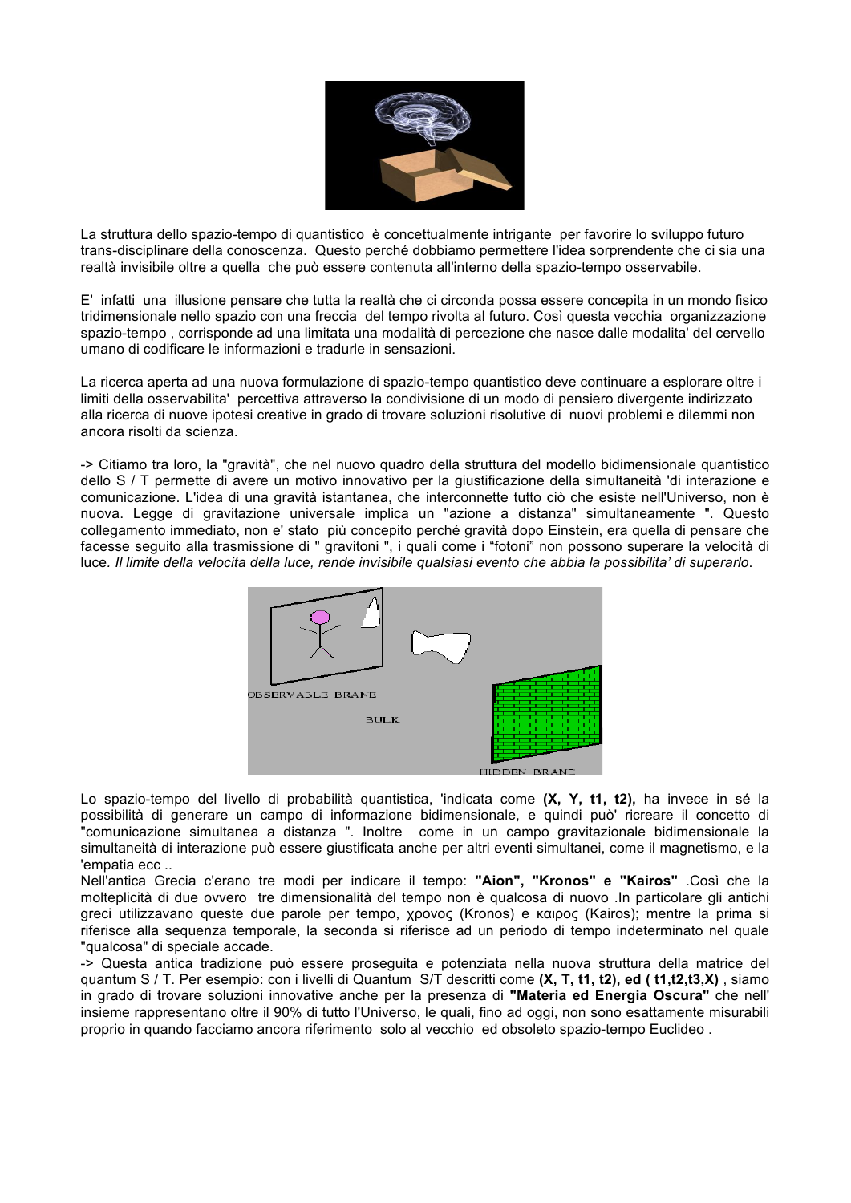La struttura dello spazio-tempo di quantistico è concettualmente intrigante per favorire lo sviluppo futuro trans-disciplinare della conoscenza. Questo perché dobbiamo permettere l'idea sorprendente che ci sia una realtà invisibile oltre a quella che può essere contenuta all'interno della spazio-tempo osservabile.

E' infatti una illusione pensare che tutta la realtà che ci circonda possa essere concepita in un mondo fisico tridimensionale nello spazio con una freccia del tempo rivolta al futuro. Così questa vecchia organizzazione spazio-tempo , corrisponde ad una limitata una modalità di percezione che nasce dalle modalita' del cervello umano di codificare le informazioni e tradurle in sensazioni.

La ricerca aperta ad una nuova formulazione di spazio-tempo quantistico deve continuare a esplorare oltre i limiti della osservabilita' percettiva attraverso la condivisione di un modo di pensiero divergente indirizzato alla ricerca di nuove ipotesi creative in grado di trovare soluzioni risolutive di nuovi problemi e dilemmi non ancora risolti da scienza.

-> Citiamo tra loro, la "gravità", che nel nuovo quadro della struttura del modello bidimensionale quantistico dello S / T permette di avere un motivo innovativo per la giustificazione della simultaneità 'di interazione e comunicazione. L'idea di una gravità istantanea, che interconnette tutto ciò che esiste nell'Universo, non è nuova. Legge di gravitazione universale implica un "azione a distanza" simultaneamente ". Questo collegamento immediato, non e' stato più concepito perché gravità dopo Einstein, era quella di pensare che facesse seguito alla trasmissione di " gravitoni ", i quali come i "fotoni" non possono superare la velocità di luce. *Il limite della velocita della luce, rende invisibile qualsiasi evento che abbia la possibilita' di superarlo*.

Lo spazio-tempo del livello di probabilità quantistica, 'indicata come **(X, Y, t1, t2),** ha invece in sé la possibilità di generare un campo di informazione bidimensionale, e quindi può' ricreare il concetto di "comunicazione simultanea a distanza ". Inoltre come in un campo gravitazionale bidimensionale la simultaneità di interazione può essere giustificata anche per altri eventi simultanei, come il magnetismo, e la 'empatia ecc ..

Nell'antica Grecia c'erano tre modi per indicare il tempo: **"Aion", "Kronos" e "Kairos"** .Così che la molteplicità di due ovvero tre dimensionalità del tempo non è qualcosa di nuovo .In particolare gli antichi greci utilizzavano queste due parole per tempo, χρονος (Kronos) e καιρος (Kairos); mentre la prima si riferisce alla sequenza temporale, la seconda si riferisce ad un periodo di tempo indeterminato nel quale "qualcosa" di speciale accade.

-> Questa antica tradizione può essere proseguita e potenziata nella nuova struttura della matrice del quantum S / T. Per esempio: con i livelli di Quantum S/T descritti come **(X, T, t1, t2), ed ( t1,t2,t3,X)** , siamo in grado di trovare soluzioni innovative anche per la presenza di **"Materia ed Energia Oscura"** che nell' insieme rappresentano oltre il 90% di tutto l'Universo, le quali, fino ad oggi, non sono esattamente misurabili proprio in quando facciamo ancora riferimento solo al vecchio ed obsoleto spazio-tempo Euclideo .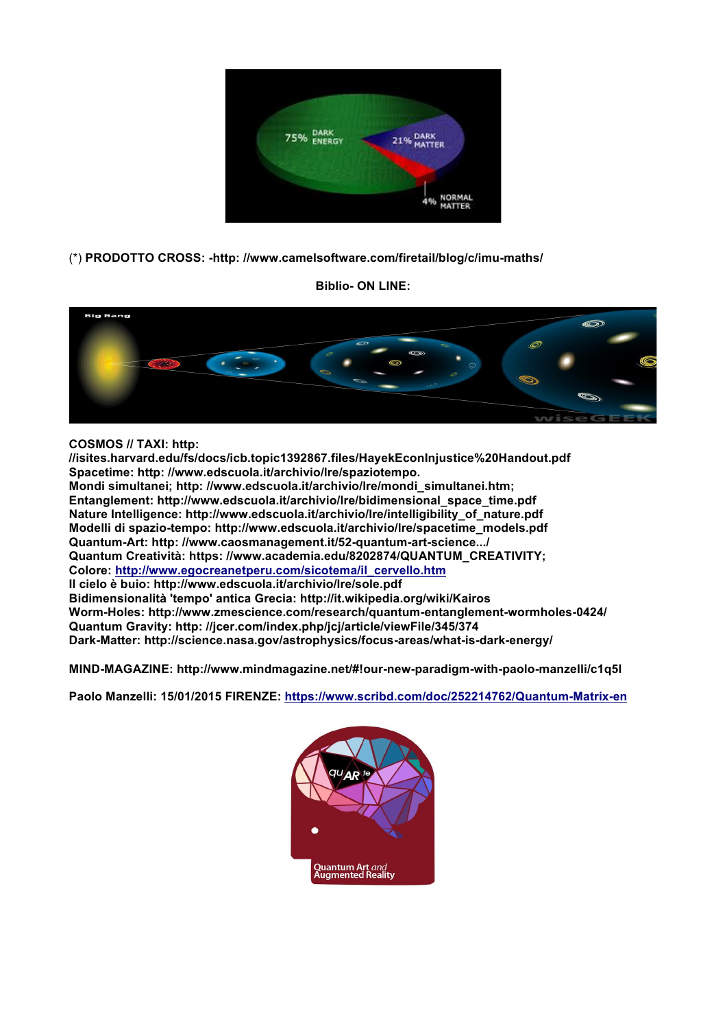75% DARK ENERGY
21% DARK MATTER
4% NORMAL MATTER

(*) **PRODOTTO CROSS: -http: //www.camelsoftware.com/firetail/blog/c/imu-maths/**

**Biblio- ON LINE:**

Big Bang

wiseGEEK

**COSMOS // TAXI: http: //isites.harvard.edu/fs/docs/icb.topic1392867.files/HayekEconInjustice%20Handout.pdf**
**Spacetime: http: //www.edscuola.it/archivio/lre/spaziotempo.**
**Mondi simultanei; http: //www.edscuola.it/archivio/lre/mondi_simultanei.htm;**
**Entanglement: http://www.edscuola.it/archivio/lre/bidimensional_space_time.pdf**
**Nature Intelligence: http://www.edscuola.it/archivio/lre/intelligibility_of_nature.pdf**
**Modelli di spazio-tempo: http://www.edscuola.it/archivio/lre/spacetime_models.pdf**
**Quantum-Art: http: //www.caosmanagement.it/52-quantum-art-science.../**
**Quantum Creatività: https: //www.academia.edu/8202874/QUANTUM_CREATIVITY;**
**Colore: [http://www.egocreanetperu.com/sicotema/il_cervello.htm](http://www.egocreanetperu.com/sicotema/il_cervello.htm)**
**Il cielo è buio: http://www.edscuola.it/archivio/lre/sole.pdf**
**Bidimensionalità 'tempo' antica Grecia: http://it.wikipedia.org/wiki/Kairos**
**Worm-Holes: http://www.zmescience.com/research/quantum-entanglement-wormholes-0424/**
**Quantum Gravity: http: //jcer.com/index.php/jcj/article/viewFile/345/374**
**Dark-Matter: http://science.nasa.gov/astrophysics/focus-areas/what-is-dark-energy/**

**MIND-MAGAZINE: http://www.mindmagazine.net/#!our-new-paradigm-with-paolo-manzelli/c1q5l**

**Paolo Manzelli: 15/01/2015 FIRENZE: [https://www.scribd.com/doc/252214762/Quantum-Matrix-en](https://www.scribd.com/doc/252214762/Quantum-Matrix-en)**

quARte

Quantum Art *and* Augmented Reality